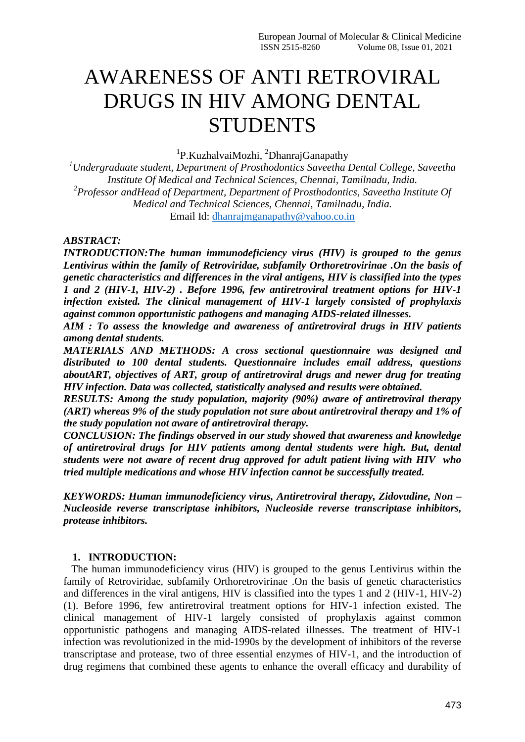# AWARENESS OF ANTI RETROVIRAL DRUGS IN HIV AMONG DENTAL STUDENTS

[1]P.KuzhalvaiMozhi, [2]DhanrajGanapathy

[1]*Undergraduate student, Department of Prosthodontics Saveetha Dental College, Saveetha Institute Of Medical and Technical Sciences, Chennai, Tamilnadu, India.*

[2]*Professor andHead of Department, Department of Prosthodontics, Saveetha Institute Of Medical and Technical Sciences, Chennai, Tamilnadu, India.*

Email Id: dhanrajmganapathy@yahoo.co.in

***ABSTRACT:***

***INTRODUCTION:The human immunodeficiency virus (HIV) is grouped to the genus Lentivirus within the family of Retroviridae, subfamily Orthoretrovirinae .On the basis of genetic characteristics and differences in the viral antigens, HIV is classified into the types 1 and 2 (HIV-1, HIV-2) . Before 1996, few antiretroviral treatment options for HIV-1 infection existed. The clinical management of HIV-1 largely consisted of prophylaxis against common opportunistic pathogens and managing AIDS-related illnesses.***

***AIM : To assess the knowledge and awareness of antiretroviral drugs in HIV patients among dental students.***

***MATERIALS AND METHODS: A cross sectional questionnaire was designed and distributed to 100 dental students. Questionnaire includes email address, questions aboutART, objectives of ART, group of antiretroviral drugs and newer drug for treating HIV infection. Data was collected, statistically analysed and results were obtained.***

***RESULTS: Among the study population, majority (90%) aware of antiretroviral therapy (ART) whereas 9% of the study population not sure about antiretroviral therapy and 1% of the study population not aware of antiretroviral therapy.***

***CONCLUSION: The findings observed in our study showed that awareness and knowledge of antiretroviral drugs for HIV patients among dental students were high. But, dental students were not aware of recent drug approved for adult patient living with HIV who tried multiple medications and whose HIV infection cannot be successfully treated.***

***KEYWORDS: Human immunodeficiency virus, Antiretroviral therapy, Zidovudine, Non – Nucleoside reverse transcriptase inhibitors, Nucleoside reverse transcriptase inhibitors, protease inhibitors.***

## 1. INTRODUCTION:

The human immunodeficiency virus (HIV) is grouped to the genus Lentivirus within the family of Retroviridae, subfamily Orthoretrovirinae .On the basis of genetic characteristics and differences in the viral antigens, HIV is classified into the types 1 and 2 (HIV-1, HIV-2) (1). Before 1996, few antiretroviral treatment options for HIV-1 infection existed. The clinical management of HIV-1 largely consisted of prophylaxis against common opportunistic pathogens and managing AIDS-related illnesses. The treatment of HIV-1 infection was revolutionized in the mid-1990s by the development of inhibitors of the reverse transcriptase and protease, two of three essential enzymes of HIV-1, and the introduction of drug regimens that combined these agents to enhance the overall efficacy and durability of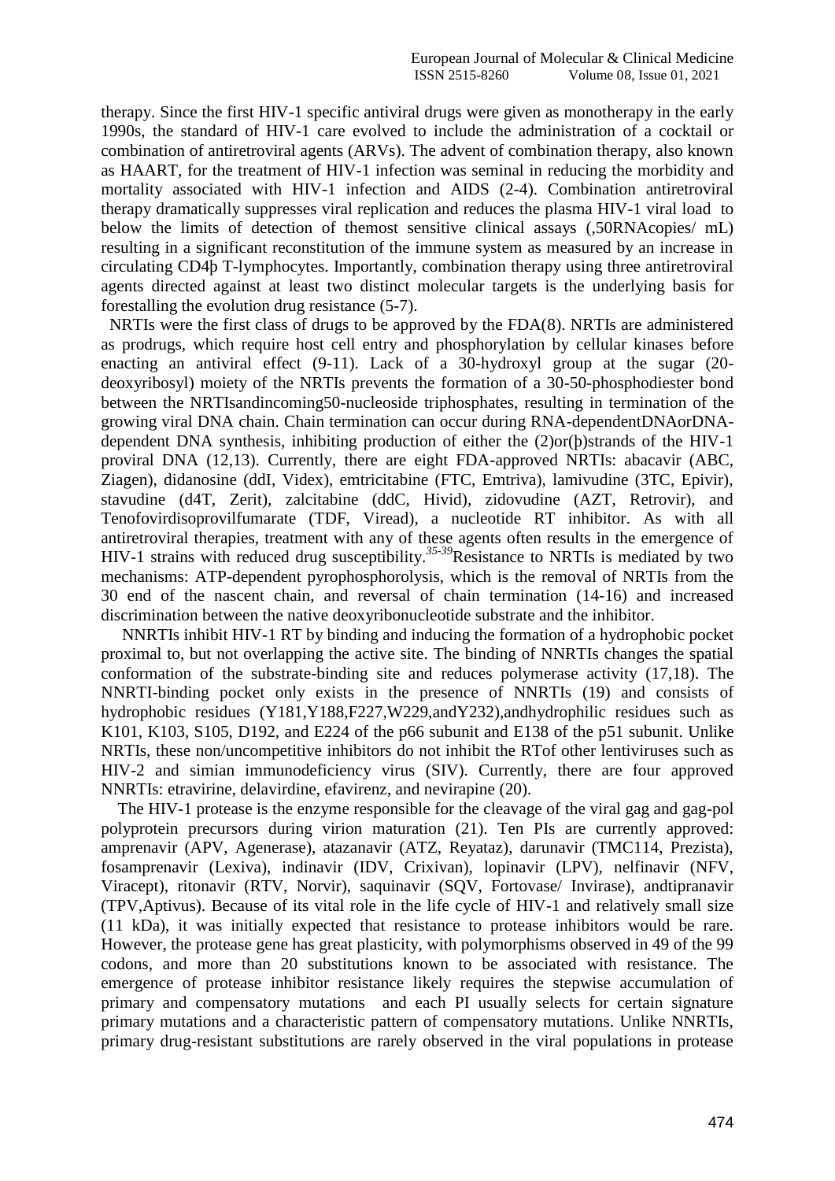therapy. Since the first HIV-1 specific antiviral drugs were given as monotherapy in the early 1990s, the standard of HIV-1 care evolved to include the administration of a cocktail or combination of antiretroviral agents (ARVs). The advent of combination therapy, also known as HAART, for the treatment of HIV-1 infection was seminal in reducing the morbidity and mortality associated with HIV-1 infection and AIDS (2-4). Combination antiretroviral therapy dramatically suppresses viral replication and reduces the plasma HIV-1 viral load to below the limits of detection of themost sensitive clinical assays (,50RNAcopies/ mL) resulting in a significant reconstitution of the immune system as measured by an increase in circulating CD4þ T-lymphocytes. Importantly, combination therapy using three antiretroviral agents directed against at least two distinct molecular targets is the underlying basis for forestalling the evolution drug resistance (5-7).

NRTIs were the first class of drugs to be approved by the FDA(8). NRTIs are administered as prodrugs, which require host cell entry and phosphorylation by cellular kinases before enacting an antiviral effect (9-11). Lack of a 30-hydroxyl group at the sugar (20-deoxyribosyl) moiety of the NRTIs prevents the formation of a 30-50-phosphodiester bond between the NRTIsandincoming50-nucleoside triphosphates, resulting in termination of the growing viral DNA chain. Chain termination can occur during RNA-dependentDNAorDNA-dependent DNA synthesis, inhibiting production of either the (2)or(þ)strands of the HIV-1 proviral DNA (12,13). Currently, there are eight FDA-approved NRTIs: abacavir (ABC, Ziagen), didanosine (ddI, Videx), emtricitabine (FTC, Emtriva), lamivudine (3TC, Epivir), stavudine (d4T, Zerit), zalcitabine (ddC, Hivid), zidovudine (AZT, Retrovir), and Tenofovirdisoprovilfumarate (TDF, Viread), a nucleotide RT inhibitor. As with all antiretroviral therapies, treatment with any of these agents often results in the emergence of HIV-1 strains with reduced drug susceptibility.[35-39]Resistance to NRTIs is mediated by two mechanisms: ATP-dependent pyrophosphorolysis, which is the removal of NRTIs from the 30 end of the nascent chain, and reversal of chain termination (14-16) and increased discrimination between the native deoxyribonucleotide substrate and the inhibitor.

NNRTIs inhibit HIV-1 RT by binding and inducing the formation of a hydrophobic pocket proximal to, but not overlapping the active site. The binding of NNRTIs changes the spatial conformation of the substrate-binding site and reduces polymerase activity (17,18). The NNRTI-binding pocket only exists in the presence of NNRTIs (19) and consists of hydrophobic residues (Y181,Y188,F227,W229,andY232),andhydrophilic residues such as K101, K103, S105, D192, and E224 of the p66 subunit and E138 of the p51 subunit. Unlike NRTIs, these non/uncompetitive inhibitors do not inhibit the RTof other lentiviruses such as HIV-2 and simian immunodeficiency virus (SIV). Currently, there are four approved NNRTIs: etravirine, delavirdine, efavirenz, and nevirapine (20).

The HIV-1 protease is the enzyme responsible for the cleavage of the viral gag and gag-pol polyprotein precursors during virion maturation (21). Ten PIs are currently approved: amprenavir (APV, Agenerase), atazanavir (ATZ, Reyataz), darunavir (TMC114, Prezista), fosamprenavir (Lexiva), indinavir (IDV, Crixivan), lopinavir (LPV), nelfinavir (NFV, Viracept), ritonavir (RTV, Norvir), saquinavir (SQV, Fortovase/ Invirase), andtipranavir (TPV,Aptivus). Because of its vital role in the life cycle of HIV-1 and relatively small size (11 kDa), it was initially expected that resistance to protease inhibitors would be rare. However, the protease gene has great plasticity, with polymorphisms observed in 49 of the 99 codons, and more than 20 substitutions known to be associated with resistance. The emergence of protease inhibitor resistance likely requires the stepwise accumulation of primary and compensatory mutations and each PI usually selects for certain signature primary mutations and a characteristic pattern of compensatory mutations. Unlike NNRTIs, primary drug-resistant substitutions are rarely observed in the viral populations in protease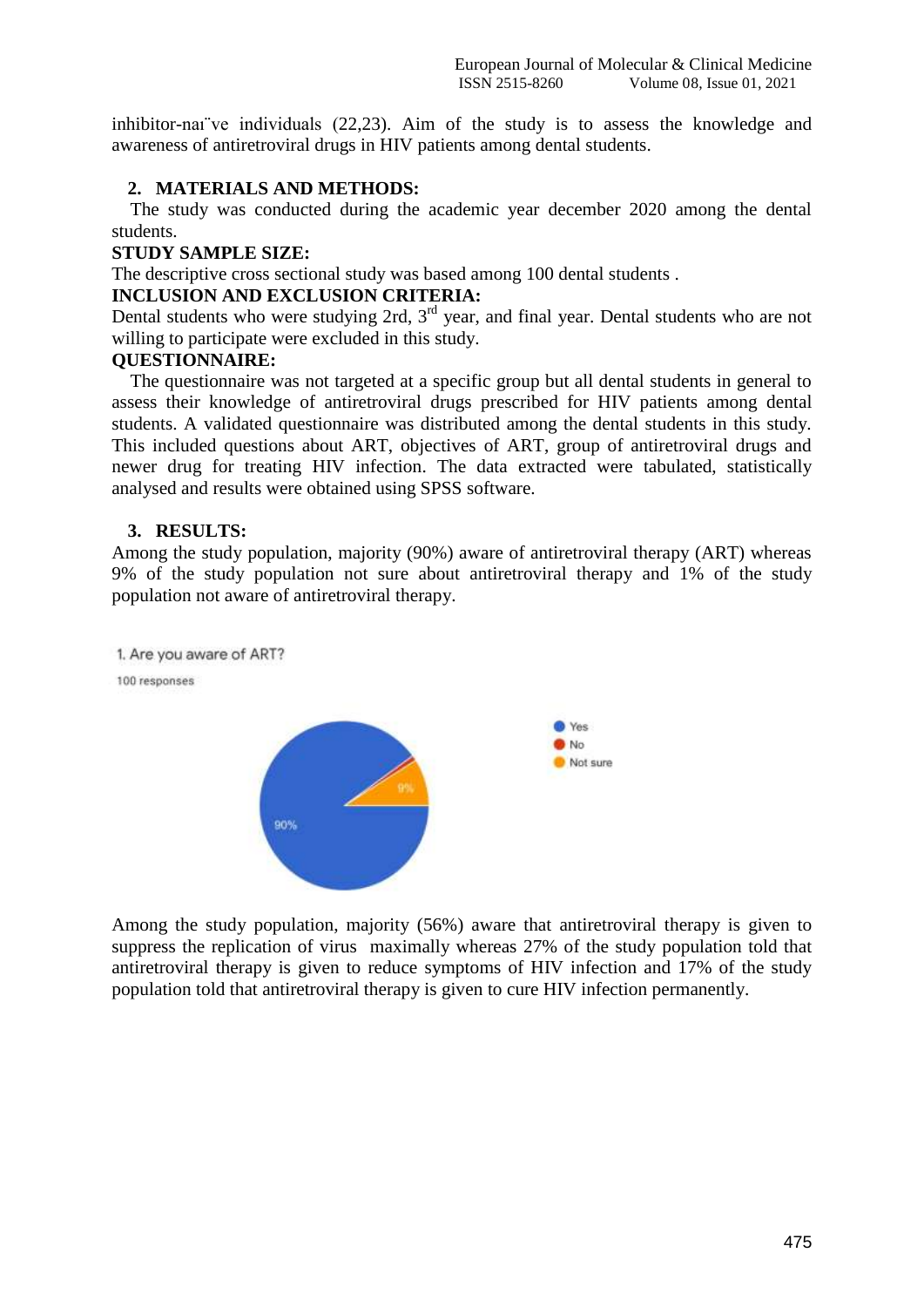inhibitor-naı¨ve individuals (22,23). Aim of the study is to assess the knowledge and awareness of antiretroviral drugs in HIV patients among dental students.

## 2. MATERIALS AND METHODS:

The study was conducted during the academic year december 2020 among the dental students.

**STUDY SAMPLE SIZE:**

The descriptive cross sectional study was based among 100 dental students .

**INCLUSION AND EXCLUSION CRITERIA:**

Dental students who were studying 2rd, 3rd year, and final year. Dental students who are not willing to participate were excluded in this study.

**QUESTIONNAIRE:**

The questionnaire was not targeted at a specific group but all dental students in general to assess their knowledge of antiretroviral drugs prescribed for HIV patients among dental students. A validated questionnaire was distributed among the dental students in this study. This included questions about ART, objectives of ART, group of antiretroviral drugs and newer drug for treating HIV infection. The data extracted were tabulated, statistically analysed and results were obtained using SPSS software.

## 3. RESULTS:

Among the study population, majority (90%) aware of antiretroviral therapy (ART) whereas 9% of the study population not sure about antiretroviral therapy and 1% of the study population not aware of antiretroviral therapy.

1. Are you aware of ART?

100 responses

- Yes: 90%
- No
- Not sure: 9%

Among the study population, majority (56%) aware that antiretroviral therapy is given to suppress the replication of virus maximally whereas 27% of the study population told that antiretroviral therapy is given to reduce symptoms of HIV infection and 17% of the study population told that antiretroviral therapy is given to cure HIV infection permanently.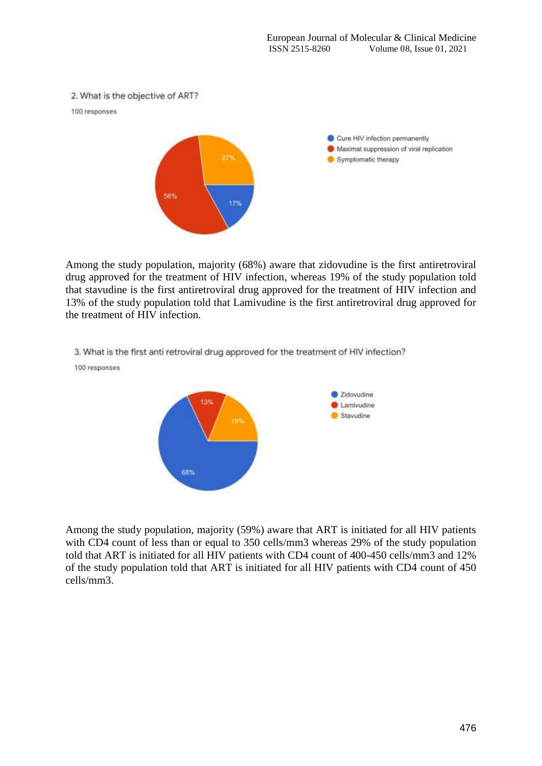2. What is the objective of ART?

100 responses

- Cure HIV infection permanently: 17%
- Maximal suppression of viral replication: 56%
- Symptomatic therapy: 27%

Among the study population, majority (68%) aware that zidovudine is the first antiretroviral drug approved for the treatment of HIV infection, whereas 19% of the study population told that stavudine is the first antiretroviral drug approved for the treatment of HIV infection and 13% of the study population told that Lamivudine is the first antiretroviral drug approved for the treatment of HIV infection.

3. What is the first anti retroviral drug approved for the treatment of HIV infection?

100 responses

- Zidovudine: 68%
- Lamivudine: 13%
- Stavudine: 19%

Among the study population, majority (59%) aware that ART is initiated for all HIV patients with CD4 count of less than or equal to 350 cells/mm3 whereas 29% of the study population told that ART is initiated for all HIV patients with CD4 count of 400-450 cells/mm3 and 12% of the study population told that ART is initiated for all HIV patients with CD4 count of 450 cells/mm3.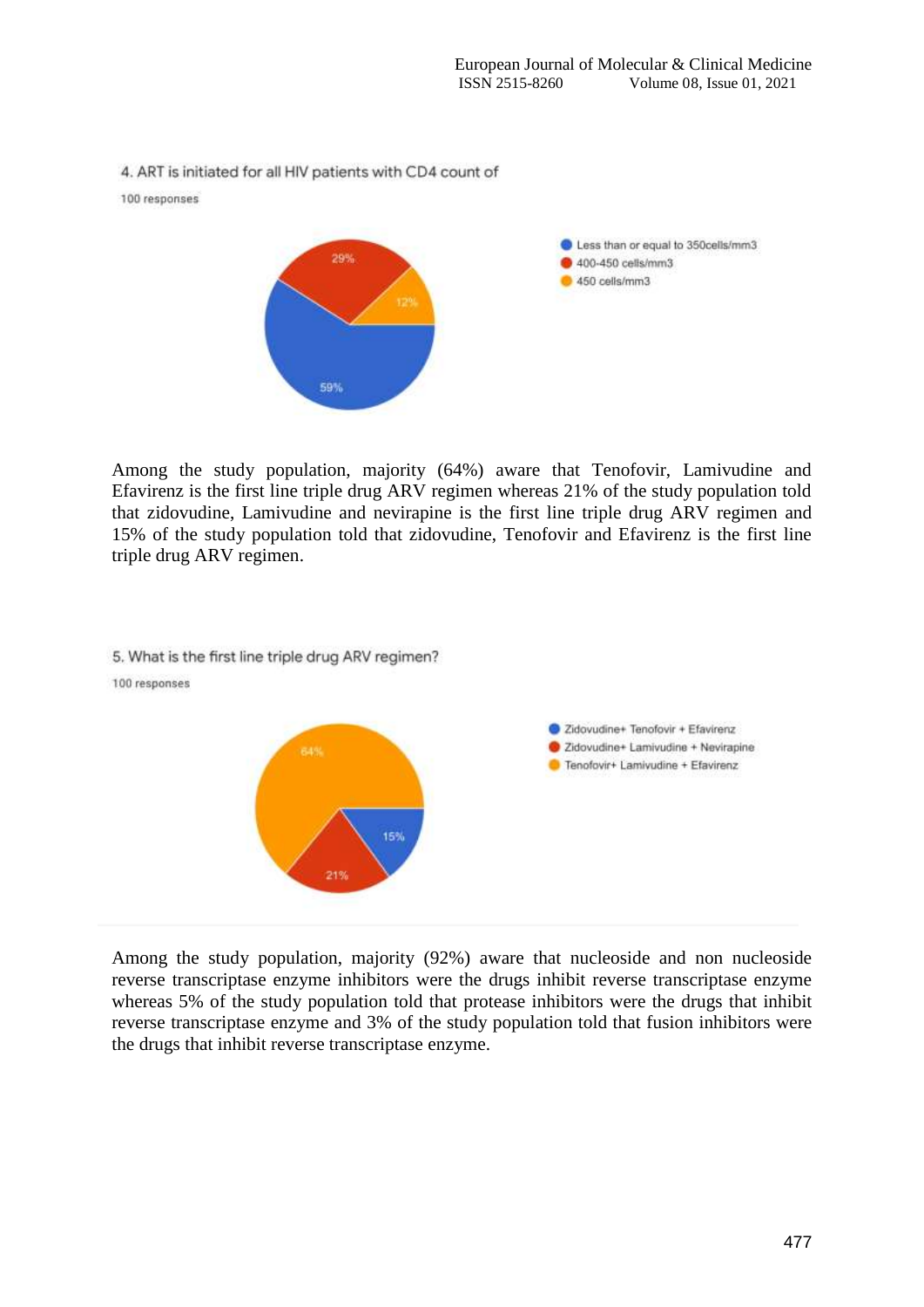4. ART is initiated for all HIV patients with CD4 count of

100 responses

- Less than or equal to 350cells/mm3: 59%
- 400-450 cells/mm3: 29%
- 450 cells/mm3: 12%

Among the study population, majority (64%) aware that Tenofovir, Lamivudine and Efavirenz is the first line triple drug ARV regimen whereas 21% of the study population told that zidovudine, Lamivudine and nevirapine is the first line triple drug ARV regimen and 15% of the study population told that zidovudine, Tenofovir and Efavirenz is the first line triple drug ARV regimen.

5. What is the first line triple drug ARV regimen?

100 responses

- Zidovudine+ Tenofovir + Efavirenz: 15%
- Zidovudine+ Lamivudine + Nevirapine: 21%
- Tenofovir+ Lamivudine + Efavirenz: 64%

Among the study population, majority (92%) aware that nucleoside and non nucleoside reverse transcriptase enzyme inhibitors were the drugs inhibit reverse transcriptase enzyme whereas 5% of the study population told that protease inhibitors were the drugs that inhibit reverse transcriptase enzyme and 3% of the study population told that fusion inhibitors were the drugs that inhibit reverse transcriptase enzyme.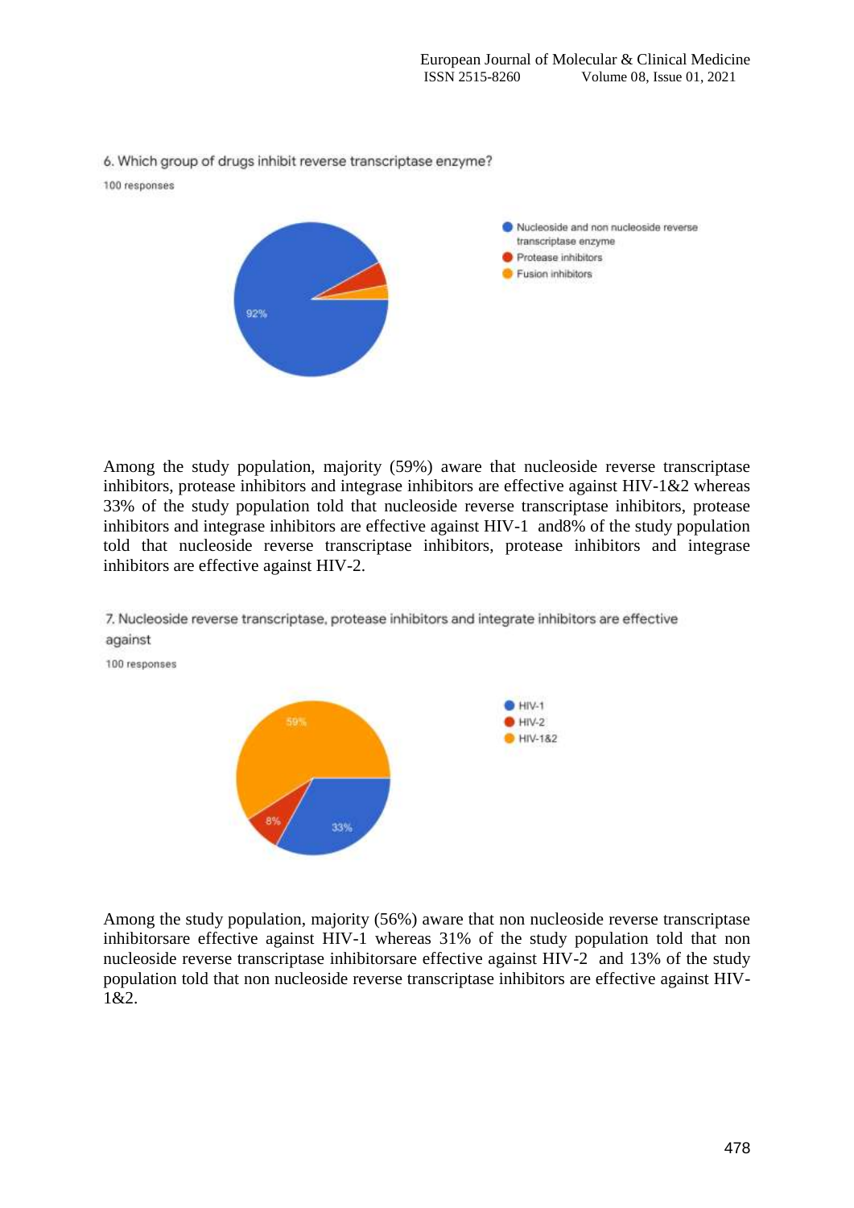6. Which group of drugs inhibit reverse transcriptase enzyme?

100 responses

- Nucleoside and non nucleoside reverse transcriptase enzyme
- Protease inhibitors
- Fusion inhibitors

92%

Among the study population, majority (59%) aware that nucleoside reverse transcriptase inhibitors, protease inhibitors and integrase inhibitors are effective against HIV-1&2 whereas 33% of the study population told that nucleoside reverse transcriptase inhibitors, protease inhibitors and integrase inhibitors are effective against HIV-1 and8% of the study population told that nucleoside reverse transcriptase inhibitors, protease inhibitors and integrase inhibitors are effective against HIV-2.

7. Nucleoside reverse transcriptase, protease inhibitors and integrate inhibitors are effective against

100 responses

- HIV-1
- HIV-2
- HIV-1&2

59%, 8%, 33%

Among the study population, majority (56%) aware that non nucleoside reverse transcriptase inhibitorsare effective against HIV-1 whereas 31% of the study population told that non nucleoside reverse transcriptase inhibitorsare effective against HIV-2 and 13% of the study population told that non nucleoside reverse transcriptase inhibitors are effective against HIV-1&2.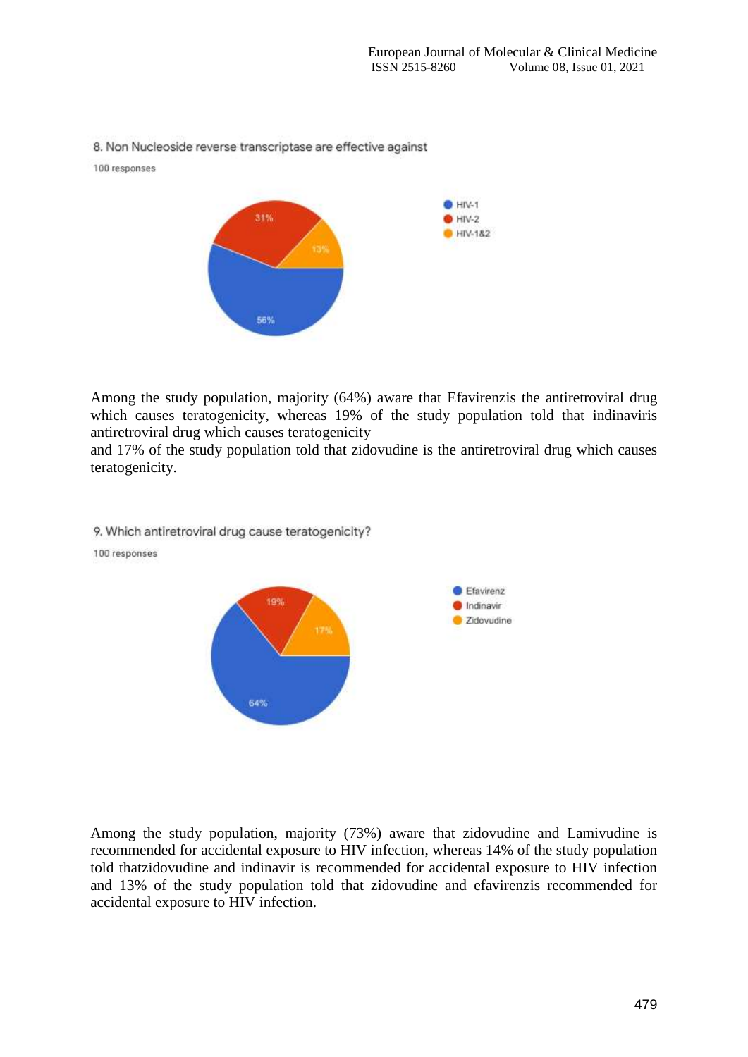8. Non Nucleoside reverse transcriptase are effective against

100 responses

- HIV-1: 56%
- HIV-2: 31%
- HIV-1&2: 13%

Among the study population, majority (64%) aware that Efavirenzis the antiretroviral drug which causes teratogenicity, whereas 19% of the study population told that indinaviris antiretroviral drug which causes teratogenicity
and 17% of the study population told that zidovudine is the antiretroviral drug which causes teratogenicity.

9. Which antiretroviral drug cause teratogenicity?

100 responses

- Efavirenz: 64%
- Indinavir: 19%
- Zidovudine: 17%

Among the study population, majority (73%) aware that zidovudine and Lamivudine is recommended for accidental exposure to HIV infection, whereas 14% of the study population told thatzidovudine and indinavir is recommended for accidental exposure to HIV infection and 13% of the study population told that zidovudine and efavirenzis recommended for accidental exposure to HIV infection.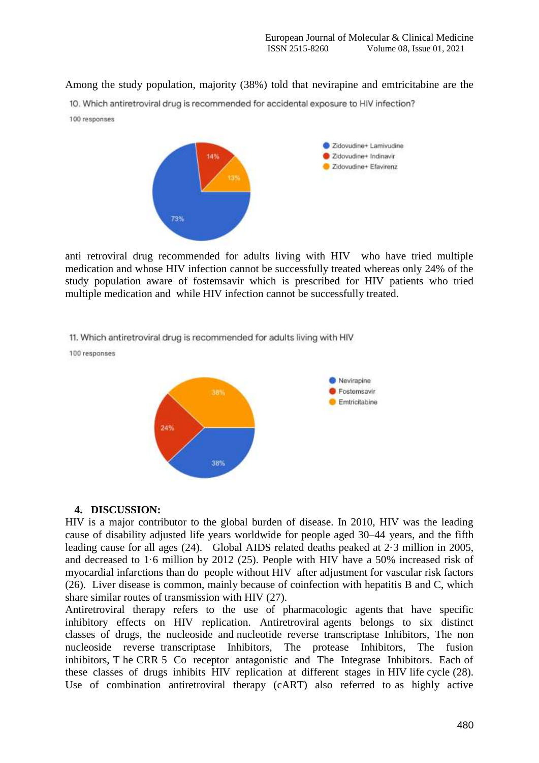Among the study population, majority (38%) told that nevirapine and emtricitabine are the

10. Which antiretroviral drug is recommended for accidental exposure to HIV infection?

100 responses

- Zidovudine+ Lamivudine: 73%
- Zidovudine+ Indinavir: 14%
- Zidovudine+ Efavirenz: 13%

anti retroviral drug recommended for adults living with HIV who have tried multiple medication and whose HIV infection cannot be successfully treated whereas only 24% of the study population aware of fostemsavir which is prescribed for HIV patients who tried multiple medication and while HIV infection cannot be successfully treated.

11. Which antiretroviral drug is recommended for adults living with HIV

100 responses

- Nevirapine: 38%
- Fostemsavir: 24%
- Emtricitabine: 38%

## 4. DISCUSSION:

HIV is a major contributor to the global burden of disease. In 2010, HIV was the leading cause of disability adjusted life years worldwide for people aged 30–44 years, and the fifth leading cause for all ages (24). Global AIDS related deaths peaked at 2·3 million in 2005, and decreased to 1·6 million by 2012 (25). People with HIV have a 50% increased risk of myocardial infarctions than do people without HIV after adjustment for vascular risk factors (26). Liver disease is common, mainly because of coinfection with hepatitis B and C, which share similar routes of transmission with HIV (27).

Antiretroviral therapy refers to the use of pharmacologic agents that have specific inhibitory effects on HIV replication. Antiretroviral agents belongs to six distinct classes of drugs, the nucleoside and nucleotide reverse transcriptase Inhibitors, The non nucleoside reverse transcriptase Inhibitors, The protease Inhibitors, The fusion inhibitors, T he CRR 5 Co receptor antagonistic and The Integrase Inhibitors. Each of these classes of drugs inhibits HIV replication at different stages in HIV life cycle (28). Use of combination antiretroviral therapy (cART) also referred to as highly active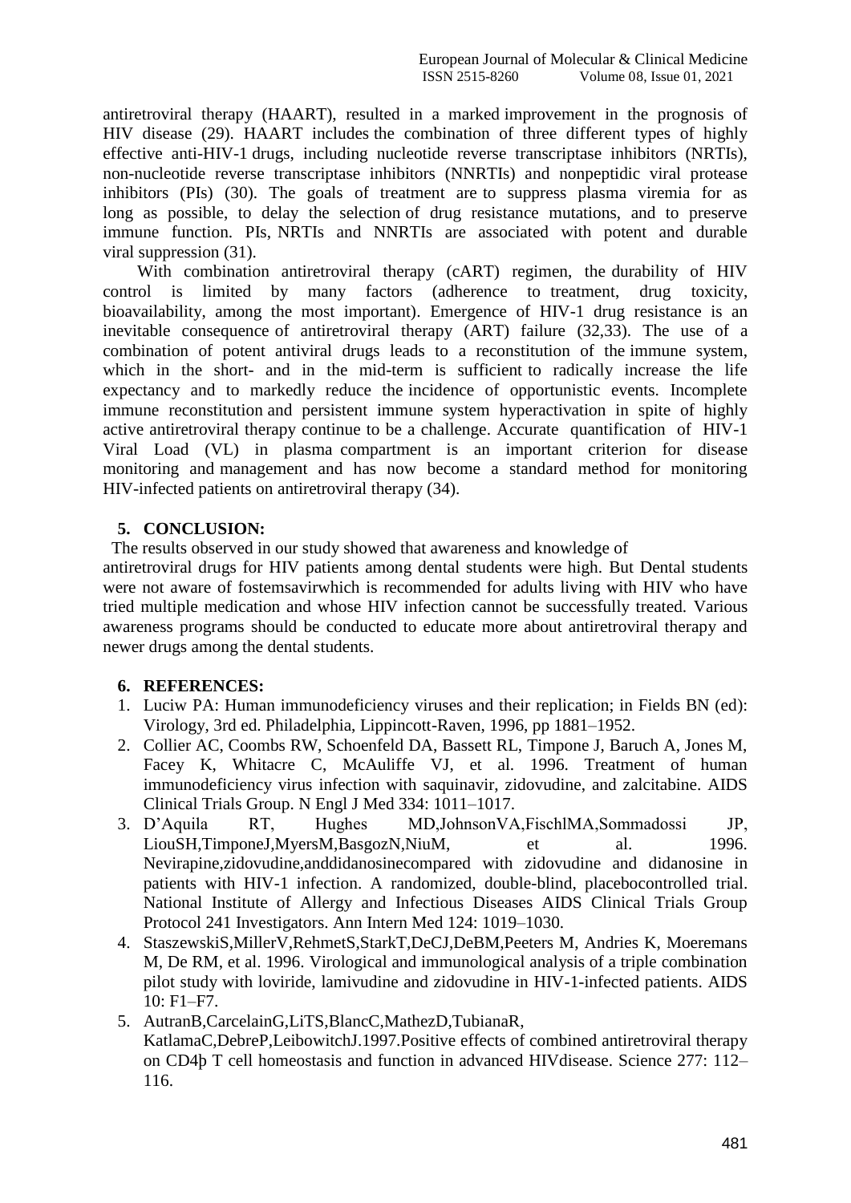antiretroviral therapy (HAART), resulted in a marked improvement in the prognosis of HIV disease (29). HAART includes the combination of three different types of highly effective anti-HIV-1 drugs, including nucleotide reverse transcriptase inhibitors (NRTIs), non-nucleotide reverse transcriptase inhibitors (NNRTIs) and nonpeptidic viral protease inhibitors (PIs) (30). The goals of treatment are to suppress plasma viremia for as long as possible, to delay the selection of drug resistance mutations, and to preserve immune function. PIs, NRTIs and NNRTIs are associated with potent and durable viral suppression (31).

With combination antiretroviral therapy (cART) regimen, the durability of HIV control is limited by many factors (adherence to treatment, drug toxicity, bioavailability, among the most important). Emergence of HIV-1 drug resistance is an inevitable consequence of antiretroviral therapy (ART) failure (32,33). The use of a combination of potent antiviral drugs leads to a reconstitution of the immune system, which in the short- and in the mid-term is sufficient to radically increase the life expectancy and to markedly reduce the incidence of opportunistic events. Incomplete immune reconstitution and persistent immune system hyperactivation in spite of highly active antiretroviral therapy continue to be a challenge. Accurate quantification of HIV-1 Viral Load (VL) in plasma compartment is an important criterion for disease monitoring and management and has now become a standard method for monitoring HIV-infected patients on antiretroviral therapy (34).

## 5. CONCLUSION:

The results observed in our study showed that awareness and knowledge of antiretroviral drugs for HIV patients among dental students were high. But Dental students were not aware of fostemsavirwhich is recommended for adults living with HIV who have tried multiple medication and whose HIV infection cannot be successfully treated. Various awareness programs should be conducted to educate more about antiretroviral therapy and newer drugs among the dental students.

## 6. REFERENCES:

1. Luciw PA: Human immunodeficiency viruses and their replication; in Fields BN (ed): Virology, 3rd ed. Philadelphia, Lippincott-Raven, 1996, pp 1881–1952.
2. Collier AC, Coombs RW, Schoenfeld DA, Bassett RL, Timpone J, Baruch A, Jones M, Facey K, Whitacre C, McAuliffe VJ, et al. 1996. Treatment of human immunodeficiency virus infection with saquinavir, zidovudine, and zalcitabine. AIDS Clinical Trials Group. N Engl J Med 334: 1011–1017.
3. D'Aquila RT, Hughes MD,JohnsonVA,FischlMA,Sommadossi JP, LiouSH,TimponeJ,MyersM,BasgozN,NiuM, et al. 1996. Nevirapine,zidovudine,anddidanosinecompared with zidovudine and didanosine in patients with HIV-1 infection. A randomized, double-blind, placebocontrolled trial. National Institute of Allergy and Infectious Diseases AIDS Clinical Trials Group Protocol 241 Investigators. Ann Intern Med 124: 1019–1030.
4. StaszewskiS,MillerV,RehmetS,StarkT,DeCJ,DeBM,Peeters M, Andries K, Moeremans M, De RM, et al. 1996. Virological and immunological analysis of a triple combination pilot study with loviride, lamivudine and zidovudine in HIV-1-infected patients. AIDS 10: F1–F7.
5. AutranB,CarcelainG,LiTS,BlancC,MathezD,TubianaR, KatlamaC,DebreP,LeibowitchJ.1997.Positive effects of combined antiretroviral therapy on CD4þ T cell homeostasis and function in advanced HIVdisease. Science 277: 112–116.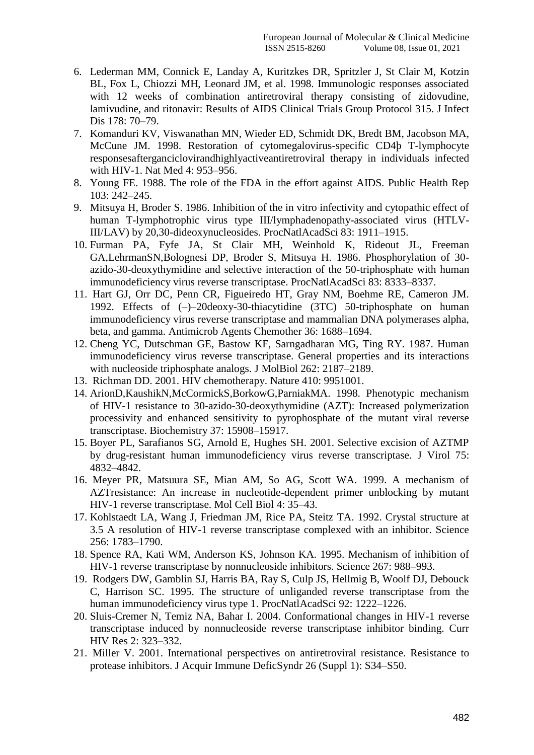6. Lederman MM, Connick E, Landay A, Kuritzkes DR, Spritzler J, St Clair M, Kotzin BL, Fox L, Chiozzi MH, Leonard JM, et al. 1998. Immunologic responses associated with 12 weeks of combination antiretroviral therapy consisting of zidovudine, lamivudine, and ritonavir: Results of AIDS Clinical Trials Group Protocol 315. J Infect Dis 178: 70–79.
7. Komanduri KV, Viswanathan MN, Wieder ED, Schmidt DK, Bredt BM, Jacobson MA, McCune JM. 1998. Restoration of cytomegalovirus-specific CD4þ T-lymphocyte responsesafterganciclovirandhighlyactiveantiretroviral therapy in individuals infected with HIV-1. Nat Med 4: 953–956.
8. Young FE. 1988. The role of the FDA in the effort against AIDS. Public Health Rep 103: 242–245.
9. Mitsuya H, Broder S. 1986. Inhibition of the in vitro infectivity and cytopathic effect of human T-lymphotrophic virus type III/lymphadenopathy-associated virus (HTLV-III/LAV) by 20,30-dideoxynucleosides. ProcNatlAcadSci 83: 1911–1915.
10. Furman PA, Fyfe JA, St Clair MH, Weinhold K, Rideout JL, Freeman GA,LehrmanSN,Bolognesi DP, Broder S, Mitsuya H. 1986. Phosphorylation of 30-azido-30-deoxythymidine and selective interaction of the 50-triphosphate with human immunodeficiency virus reverse transcriptase. ProcNatlAcadSci 83: 8333–8337.
11. Hart GJ, Orr DC, Penn CR, Figueiredo HT, Gray NM, Boehme RE, Cameron JM. 1992. Effects of (–)–20deoxy-30-thiacytidine (3TC) 50-triphosphate on human immunodeficiency virus reverse transcriptase and mammalian DNA polymerases alpha, beta, and gamma. Antimicrob Agents Chemother 36: 1688–1694.
12. Cheng YC, Dutschman GE, Bastow KF, Sarngadharan MG, Ting RY. 1987. Human immunodeficiency virus reverse transcriptase. General properties and its interactions with nucleoside triphosphate analogs. J MolBiol 262: 2187–2189.
13. Richman DD. 2001. HIV chemotherapy. Nature 410: 9951001.
14. ArionD,KaushikN,McCormickS,BorkowG,ParniakMA. 1998. Phenotypic mechanism of HIV-1 resistance to 30-azido-30-deoxythymidine (AZT): Increased polymerization processivity and enhanced sensitivity to pyrophosphate of the mutant viral reverse transcriptase. Biochemistry 37: 15908–15917.
15. Boyer PL, Sarafianos SG, Arnold E, Hughes SH. 2001. Selective excision of AZTMP by drug-resistant human immunodeficiency virus reverse transcriptase. J Virol 75: 4832–4842.
16. Meyer PR, Matsuura SE, Mian AM, So AG, Scott WA. 1999. A mechanism of AZTresistance: An increase in nucleotide-dependent primer unblocking by mutant HIV-1 reverse transcriptase. Mol Cell Biol 4: 35–43.
17. Kohlstaedt LA, Wang J, Friedman JM, Rice PA, Steitz TA. 1992. Crystal structure at 3.5 A resolution of HIV-1 reverse transcriptase complexed with an inhibitor. Science 256: 1783–1790.
18. Spence RA, Kati WM, Anderson KS, Johnson KA. 1995. Mechanism of inhibition of HIV-1 reverse transcriptase by nonnucleoside inhibitors. Science 267: 988–993.
19. Rodgers DW, Gamblin SJ, Harris BA, Ray S, Culp JS, Hellmig B, Woolf DJ, Debouck C, Harrison SC. 1995. The structure of unliganded reverse transcriptase from the human immunodeficiency virus type 1. ProcNatlAcadSci 92: 1222–1226.
20. Sluis-Cremer N, Temiz NA, Bahar I. 2004. Conformational changes in HIV-1 reverse transcriptase induced by nonnucleoside reverse transcriptase inhibitor binding. Curr HIV Res 2: 323–332.
21. Miller V. 2001. International perspectives on antiretroviral resistance. Resistance to protease inhibitors. J Acquir Immune DeficSyndr 26 (Suppl 1): S34–S50.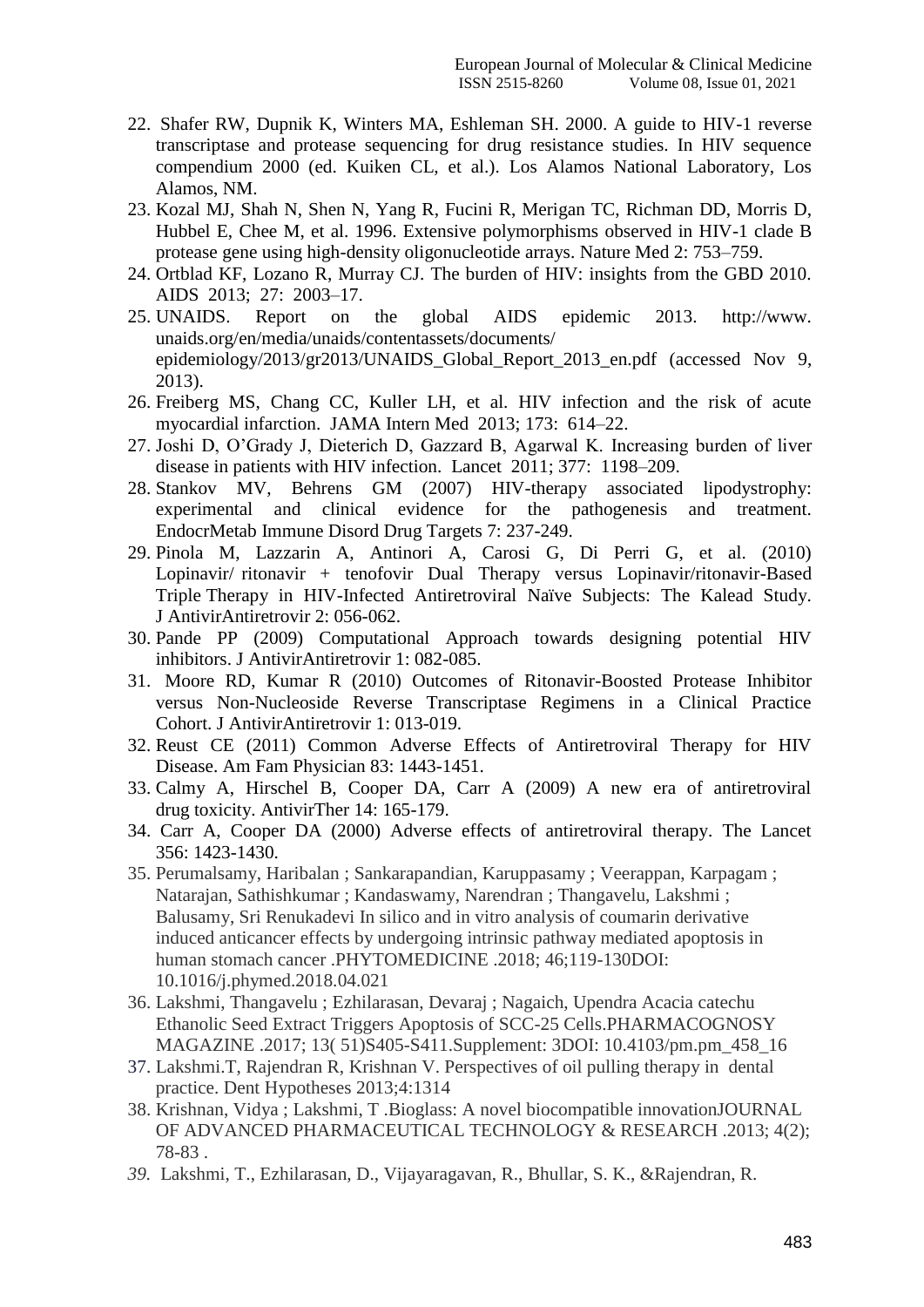22. Shafer RW, Dupnik K, Winters MA, Eshleman SH. 2000. A guide to HIV-1 reverse transcriptase and protease sequencing for drug resistance studies. In HIV sequence compendium 2000 (ed. Kuiken CL, et al.). Los Alamos National Laboratory, Los Alamos, NM.
23. Kozal MJ, Shah N, Shen N, Yang R, Fucini R, Merigan TC, Richman DD, Morris D, Hubbel E, Chee M, et al. 1996. Extensive polymorphisms observed in HIV-1 clade B protease gene using high-density oligonucleotide arrays. Nature Med 2: 753–759.
24. Ortblad KF, Lozano R, Murray CJ. The burden of HIV: insights from the GBD 2010. AIDS 2013; 27: 2003–17.
25. UNAIDS. Report on the global AIDS epidemic 2013. http://www. unaids.org/en/media/unaids/contentassets/documents/ epidemiology/2013/gr2013/UNAIDS_Global_Report_2013_en.pdf (accessed Nov 9, 2013).
26. Freiberg MS, Chang CC, Kuller LH, et al. HIV infection and the risk of acute myocardial infarction. JAMA Intern Med 2013; 173: 614–22.
27. Joshi D, O'Grady J, Dieterich D, Gazzard B, Agarwal K. Increasing burden of liver disease in patients with HIV infection. Lancet 2011; 377: 1198–209.
28. Stankov MV, Behrens GM (2007) HIV-therapy associated lipodystrophy: experimental and clinical evidence for the pathogenesis and treatment. EndocrMetab Immune Disord Drug Targets 7: 237-249.
29. Pinola M, Lazzarin A, Antinori A, Carosi G, Di Perri G, et al. (2010) Lopinavir/ ritonavir + tenofovir Dual Therapy versus Lopinavir/ritonavir-Based Triple Therapy in HIV-Infected Antiretroviral Naïve Subjects: The Kalead Study. J AntivirAntiretrovir 2: 056-062.
30. Pande PP (2009) Computational Approach towards designing potential HIV inhibitors. J AntivirAntiretrovir 1: 082-085.
31. Moore RD, Kumar R (2010) Outcomes of Ritonavir-Boosted Protease Inhibitor versus Non-Nucleoside Reverse Transcriptase Regimens in a Clinical Practice Cohort. J AntivirAntiretrovir 1: 013-019.
32. Reust CE (2011) Common Adverse Effects of Antiretroviral Therapy for HIV Disease. Am Fam Physician 83: 1443-1451.
33. Calmy A, Hirschel B, Cooper DA, Carr A (2009) A new era of antiretroviral drug toxicity. AntivirTher 14: 165-179.
34. Carr A, Cooper DA (2000) Adverse effects of antiretroviral therapy. The Lancet 356: 1423-1430.
35. Perumalsamy, Haribalan ; Sankarapandian, Karuppasamy ; Veerappan, Karpagam ; Natarajan, Sathishkumar ; Kandaswamy, Narendran ; Thangavelu, Lakshmi ; Balusamy, Sri Renukadevi In silico and in vitro analysis of coumarin derivative induced anticancer effects by undergoing intrinsic pathway mediated apoptosis in human stomach cancer .PHYTOMEDICINE .2018; 46;119-130DOI: 10.1016/j.phymed.2018.04.021
36. Lakshmi, Thangavelu ; Ezhilarasan, Devaraj ; Nagaich, Upendra Acacia catechu Ethanolic Seed Extract Triggers Apoptosis of SCC-25 Cells.PHARMACOGNOSY MAGAZINE .2017; 13( 51)S405-S411.Supplement: 3DOI: 10.4103/pm.pm_458_16
37. Lakshmi.T, Rajendran R, Krishnan V. Perspectives of oil pulling therapy in dental practice. Dent Hypotheses 2013;4:1314
38. Krishnan, Vidya ; Lakshmi, T .Bioglass: A novel biocompatible innovationJOURNAL OF ADVANCED PHARMACEUTICAL TECHNOLOGY & RESEARCH .2013; 4(2); 78-83 .
39. Lakshmi, T., Ezhilarasan, D., Vijayaragavan, R., Bhullar, S. K., &Rajendran, R.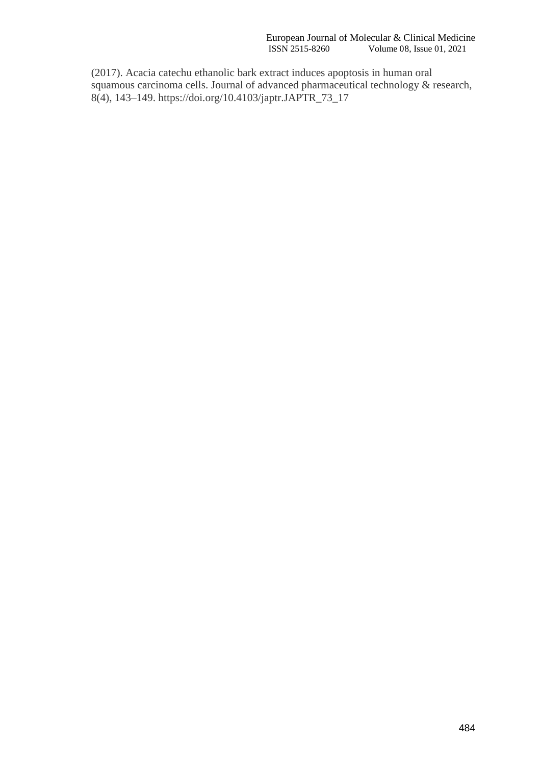(2017). Acacia catechu ethanolic bark extract induces apoptosis in human oral squamous carcinoma cells. Journal of advanced pharmaceutical technology & research, 8(4), 143–149. https://doi.org/10.4103/japtr.JAPTR_73_17